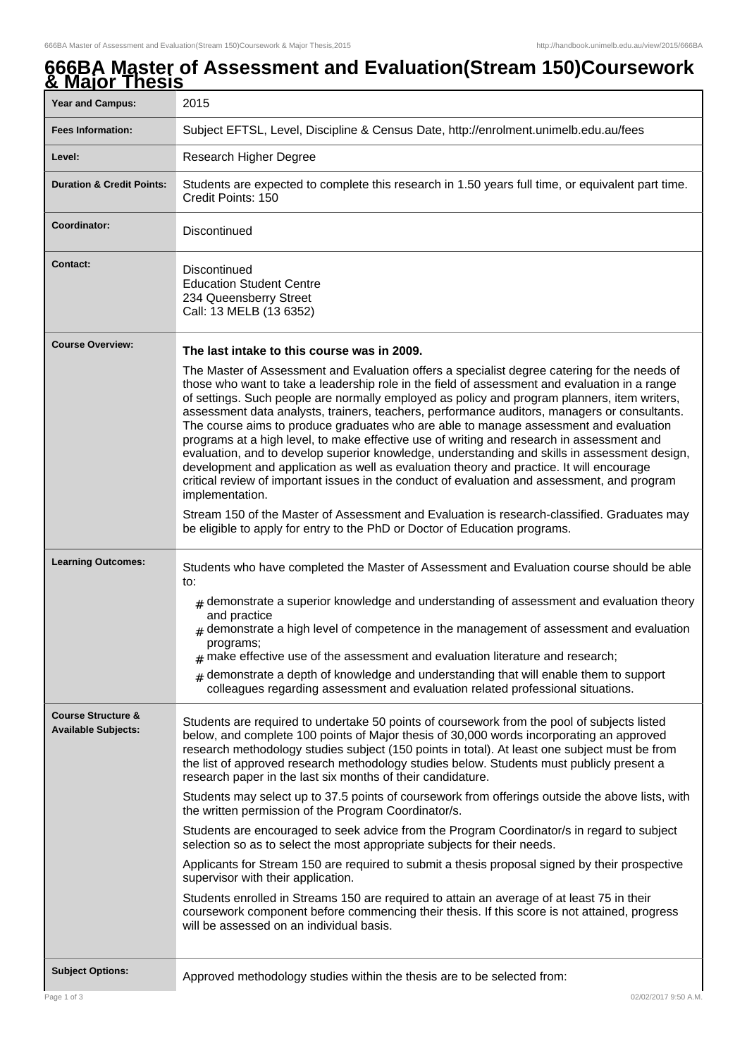# 666BA Master of Assessment and Evaluation(Stream 150)Coursework & Major Thesis

| | |
|---|---|
| **Year and Campus:** | 2015 |
| **Fees Information:** | Subject EFTSL, Level, Discipline & Census Date, http://enrolment.unimelb.edu.au/fees |
| **Level:** | Research Higher Degree |
| **Duration & Credit Points:** | Students are expected to complete this research in 1.50 years full time, or equivalent part time. Credit Points: 150 |
| **Coordinator:** | Discontinued |
| **Contact:** | Discontinued<br>Education Student Centre<br>234 Queensberry Street<br>Call: 13 MELB (13 6352) |
| **Course Overview:** | **The last intake to this course was in 2009.**<br><br>The Master of Assessment and Evaluation offers a specialist degree catering for the needs of those who want to take a leadership role in the field of assessment and evaluation in a range of settings. Such people are normally employed as policy and program planners, item writers, assessment data analysts, trainers, teachers, performance auditors, managers or consultants. The course aims to produce graduates who are able to manage assessment and evaluation programs at a high level, to make effective use of writing and research in assessment and evaluation, and to develop superior knowledge, understanding and skills in assessment design, development and application as well as evaluation theory and practice. It will encourage critical review of important issues in the conduct of evaluation and assessment, and program implementation.<br><br>Stream 150 of the Master of Assessment and Evaluation is research-classified. Graduates may be eligible to apply for entry to the PhD or Doctor of Education programs. |
| **Learning Outcomes:** | Students who have completed the Master of Assessment and Evaluation course should be able to:<br><br># demonstrate a superior knowledge and understanding of assessment and evaluation theory and practice<br># demonstrate a high level of competence in the management of assessment and evaluation programs;<br># make effective use of the assessment and evaluation literature and research;<br># demonstrate a depth of knowledge and understanding that will enable them to support colleagues regarding assessment and evaluation related professional situations. |
| **Course Structure & Available Subjects:** | Students are required to undertake 50 points of coursework from the pool of subjects listed below, and complete 100 points of Major thesis of 30,000 words incorporating an approved research methodology studies subject (150 points in total). At least one subject must be from the list of approved research methodology studies below. Students must publicly present a research paper in the last six months of their candidature.<br><br>Students may select up to 37.5 points of coursework from offerings outside the above lists, with the written permission of the Program Coordinator/s.<br><br>Students are encouraged to seek advice from the Program Coordinator/s in regard to subject selection so as to select the most appropriate subjects for their needs.<br><br>Applicants for Stream 150 are required to submit a thesis proposal signed by their prospective supervisor with their application.<br><br>Students enrolled in Streams 150 are required to attain an average of at least 75 in their coursework component before commencing their thesis. If this score is not attained, progress will be assessed on an individual basis. |
| **Subject Options:** | Approved methodology studies within the thesis are to be selected from: |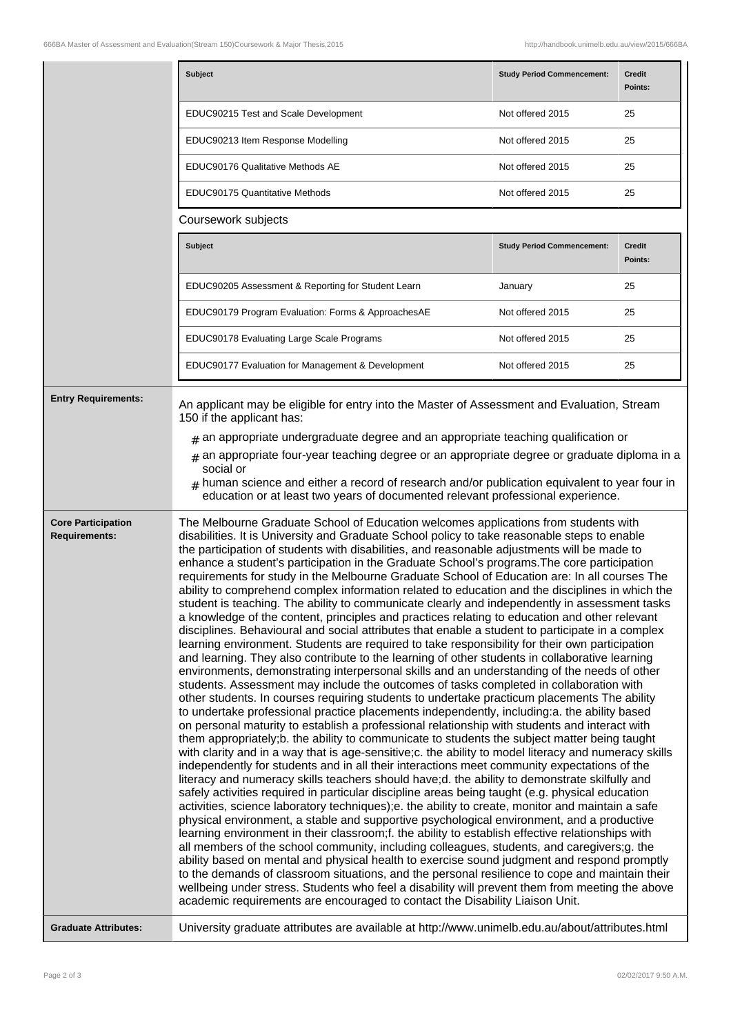| Subject | Study Period Commencement: | Credit Points: |
|---|---|---|
| EDUC90215 Test and Scale Development | Not offered 2015 | 25 |
| EDUC90213 Item Response Modelling | Not offered 2015 | 25 |
| EDUC90176 Qualitative Methods AE | Not offered 2015 | 25 |
| EDUC90175 Quantitative Methods | Not offered 2015 | 25 |

Coursework subjects

| Subject | Study Period Commencement: | Credit Points: |
|---|---|---|
| EDUC90205 Assessment & Reporting for Student Learn | January | 25 |
| EDUC90179 Program Evaluation: Forms & ApproachesAE | Not offered 2015 | 25 |
| EDUC90178 Evaluating Large Scale Programs | Not offered 2015 | 25 |
| EDUC90177 Evaluation for Management & Development | Not offered 2015 | 25 |

**Entry Requirements:**

An applicant may be eligible for entry into the Master of Assessment and Evaluation, Stream 150 if the applicant has:

- an appropriate undergraduate degree and an appropriate teaching qualification or
- an appropriate four-year teaching degree or an appropriate degree or graduate diploma in a social or
- human science and either a record of research and/or publication equivalent to year four in education or at least two years of documented relevant professional experience.

**Core Participation Requirements:**

The Melbourne Graduate School of Education welcomes applications from students with disabilities. It is University and Graduate School policy to take reasonable steps to enable the participation of students with disabilities, and reasonable adjustments will be made to enhance a student's participation in the Graduate School's programs.The core participation requirements for study in the Melbourne Graduate School of Education are: In all courses The ability to comprehend complex information related to education and the disciplines in which the student is teaching. The ability to communicate clearly and independently in assessment tasks a knowledge of the content, principles and practices relating to education and other relevant disciplines. Behavioural and social attributes that enable a student to participate in a complex learning environment. Students are required to take responsibility for their own participation and learning. They also contribute to the learning of other students in collaborative learning environments, demonstrating interpersonal skills and an understanding of the needs of other students. Assessment may include the outcomes of tasks completed in collaboration with other students. In courses requiring students to undertake practicum placements The ability to undertake professional practice placements independently, including:a. the ability based on personal maturity to establish a professional relationship with students and interact with them appropriately;b. the ability to communicate to students the subject matter being taught with clarity and in a way that is age-sensitive;c. the ability to model literacy and numeracy skills independently for students and in all their interactions meet community expectations of the literacy and numeracy skills teachers should have;d. the ability to demonstrate skilfully and safely activities required in particular discipline areas being taught (e.g. physical education activities, science laboratory techniques);e. the ability to create, monitor and maintain a safe physical environment, a stable and supportive psychological environment, and a productive learning environment in their classroom;f. the ability to establish effective relationships with all members of the school community, including colleagues, students, and caregivers;g. the ability based on mental and physical health to exercise sound judgment and respond promptly to the demands of classroom situations, and the personal resilience to cope and maintain their wellbeing under stress. Students who feel a disability will prevent them from meeting the above academic requirements are encouraged to contact the Disability Liaison Unit.

**Graduate Attributes:**

University graduate attributes are available at http://www.unimelb.edu.au/about/attributes.html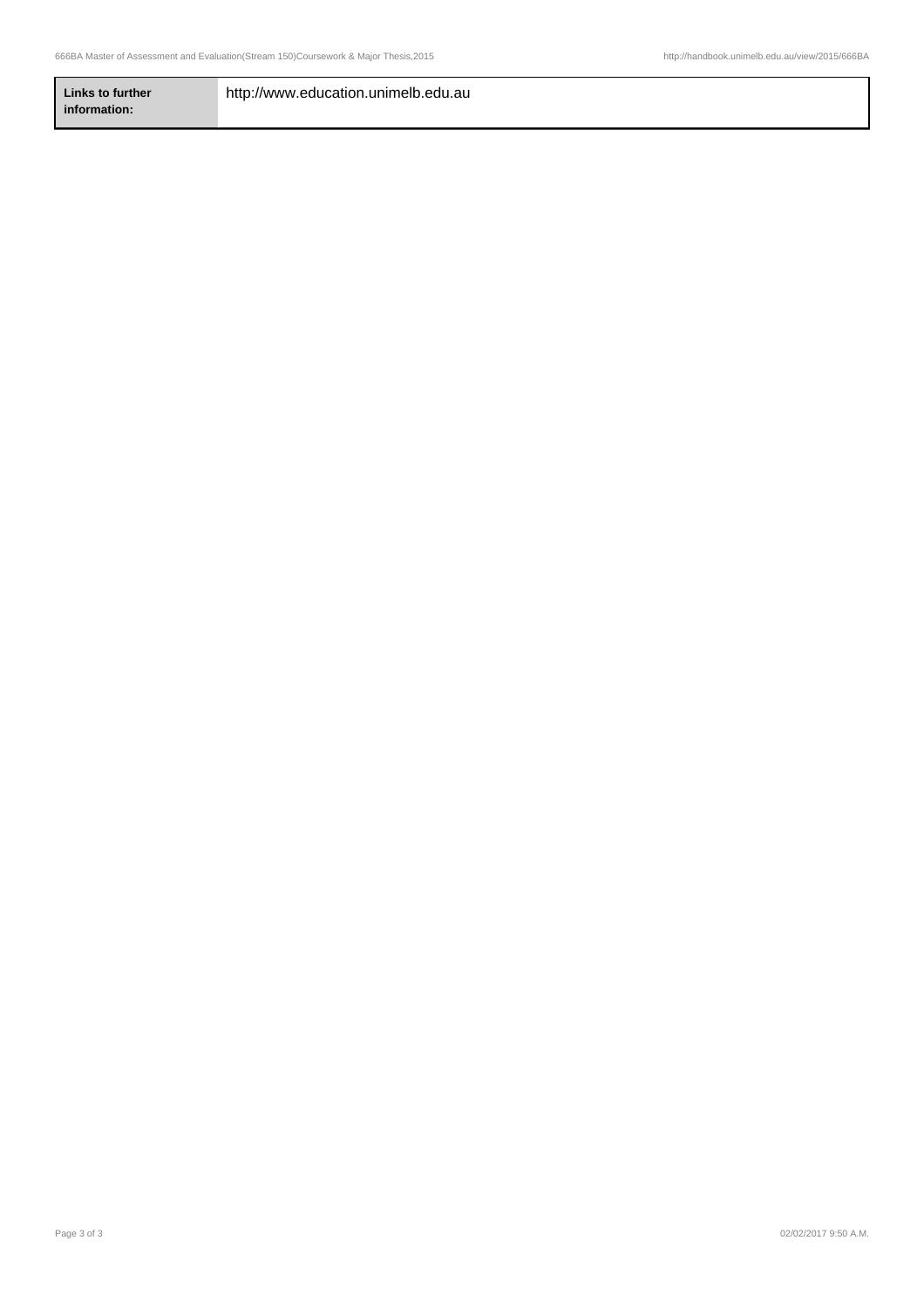| | |
|---|---|
| **Links to further information:** | http://www.education.unimelb.edu.au |